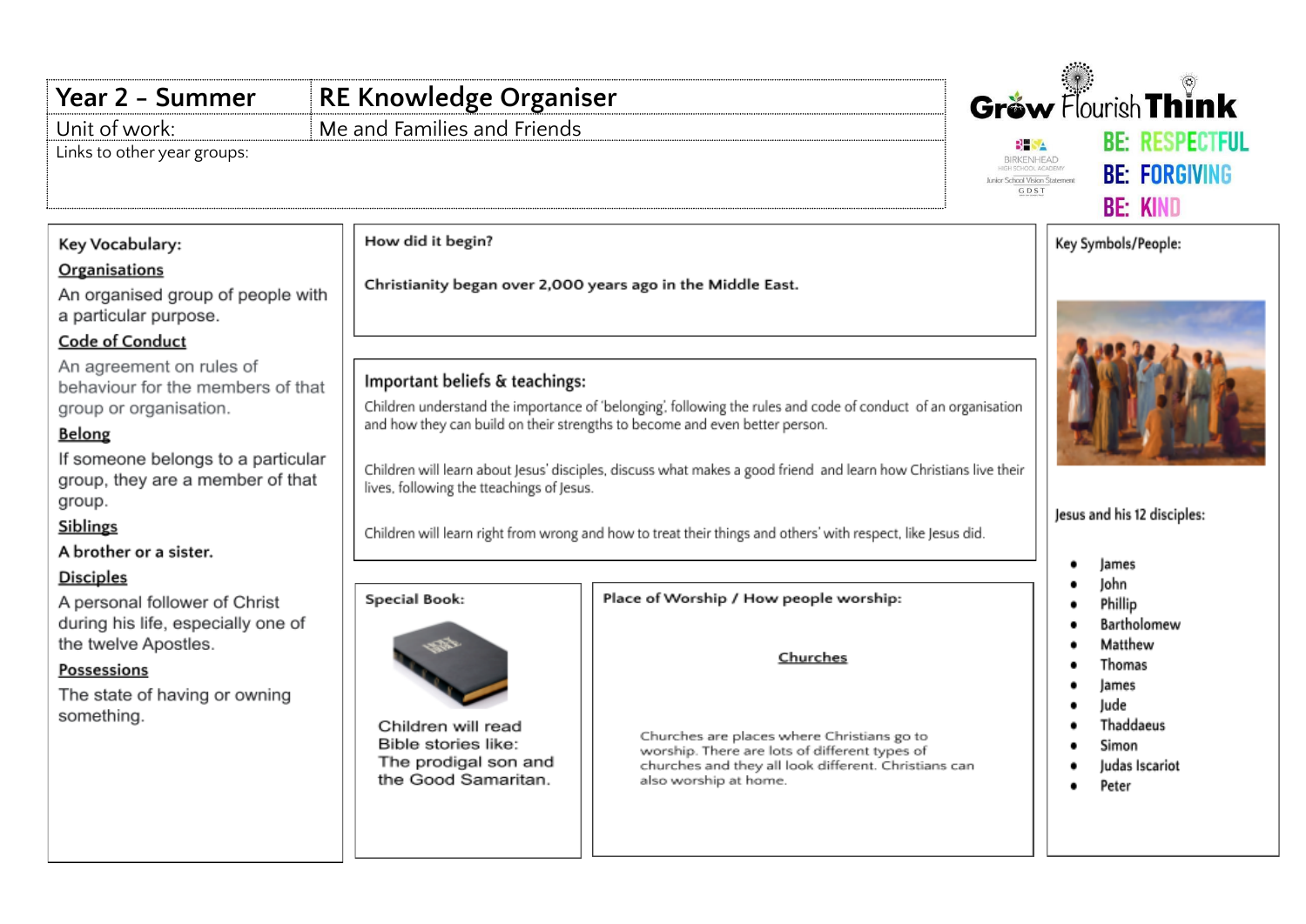| Year 2 – Summer | RE Knowledge Organiser |
| --- | --- |
| Unit of work: | Me and Families and Friends |
| Links to other year groups: | |

Grow Flourish Think

BIRKENHEAD HIGH SCHOOL ACADEMY
Junior School Vision Statement
GDST

BE: RESPECTFUL
BE: FORGIVING
BE: KIND

## Key Vocabulary:

**Organisations**
An organised group of people with a particular purpose.

**Code of Conduct**
An agreement on rules of behaviour for the members of that group or organisation.

**Belong**
If someone belongs to a particular group, they are a member of that group.

**Siblings**
A brother or a sister.

**Disciples**
A personal follower of Christ during his life, especially one of the twelve Apostles.

**Possessions**
The state of having or owning something.

## How did it begin?

Christianity began over 2,000 years ago in the Middle East.

## Important beliefs & teachings:

Children understand the importance of 'belonging', following the rules and code of conduct of an organisation and how they can build on their strengths to become and even better person.

Children will learn about Jesus' disciples, discuss what makes a good friend and learn how Christians live their lives, following the tteachings of Jesus.

Children will learn right from wrong and how to treat their things and others' with respect, like Jesus did.

## Special Book:

Children will read Bible stories like: The prodigal son and the Good Samaritan.

## Place of Worship / How people worship:

**Churches**

Churches are places where Christians go to worship. There are lots of different types of churches and they all look different. Christians can also worship at home.

## Key Symbols/People:

Jesus and his 12 disciples:

- James
- John
- Phillip
- Bartholomew
- Matthew
- Thomas
- James
- Jude
- Thaddaeus
- Simon
- Judas Iscariot
- Peter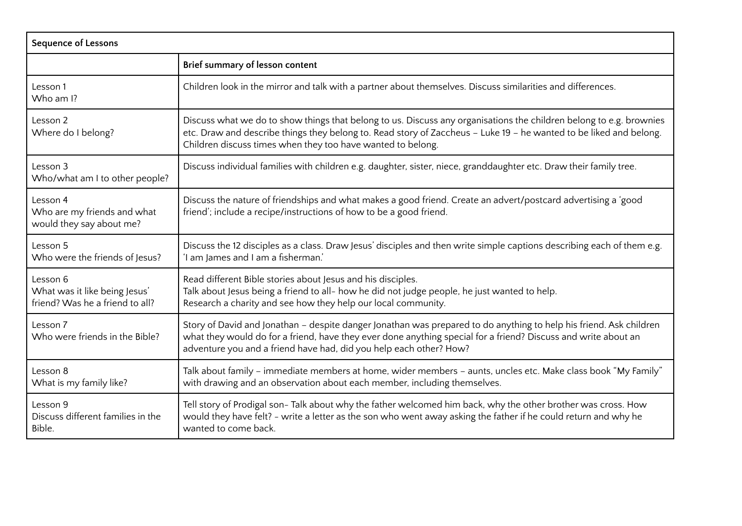| Sequence of Lessons | |
|---|---|
| | **Brief summary of lesson content** |
| Lesson 1<br>Who am I? | Children look in the mirror and talk with a partner about themselves. Discuss similarities and differences. |
| Lesson 2<br>Where do I belong? | Discuss what we do to show things that belong to us. Discuss any organisations the children belong to e.g. brownies etc. Draw and describe things they belong to. Read story of Zaccheus – Luke 19 – he wanted to be liked and belong. Children discuss times when they too have wanted to belong. |
| Lesson 3<br>Who/what am I to other people? | Discuss individual families with children e.g. daughter, sister, niece, granddaughter etc. Draw their family tree. |
| Lesson 4<br>Who are my friends and what would they say about me? | Discuss the nature of friendships and what makes a good friend. Create an advert/postcard advertising a 'good friend'; include a recipe/instructions of how to be a good friend. |
| Lesson 5<br>Who were the friends of Jesus? | Discuss the 12 disciples as a class. Draw Jesus' disciples and then write simple captions describing each of them e.g. 'I am James and I am a fisherman.' |
| Lesson 6<br>What was it like being Jesus' friend? Was he a friend to all? | Read different Bible stories about Jesus and his disciples.<br>Talk about Jesus being a friend to all- how he did not judge people, he just wanted to help.<br>Research a charity and see how they help our local community. |
| Lesson 7<br>Who were friends in the Bible? | Story of David and Jonathan – despite danger Jonathan was prepared to do anything to help his friend. Ask children what they would do for a friend, have they ever done anything special for a friend? Discuss and write about an adventure you and a friend have had, did you help each other? How? |
| Lesson 8<br>What is my family like? | Talk about family – immediate members at home, wider members – aunts, uncles etc. Make class book "My Family" with drawing and an observation about each member, including themselves. |
| Lesson 9<br>Discuss different families in the Bible. | Tell story of Prodigal son- Talk about why the father welcomed him back, why the other brother was cross. How would they have felt? - write a letter as the son who went away asking the father if he could return and why he wanted to come back. |